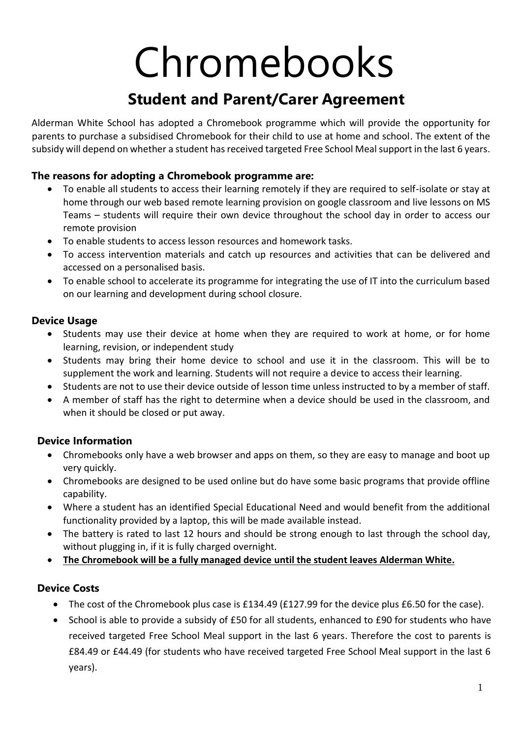# Chromebooks

## Student and Parent/Carer Agreement

Alderman White School has adopted a Chromebook programme which will provide the opportunity for parents to purchase a subsidised Chromebook for their child to use at home and school. The extent of the subsidy will depend on whether a student has received targeted Free School Meal support in the last 6 years.

### The reasons for adopting a Chromebook programme are:

- To enable all students to access their learning remotely if they are required to self-isolate or stay at home through our web based remote learning provision on google classroom and live lessons on MS Teams – students will require their own device throughout the school day in order to access our remote provision
- To enable students to access lesson resources and homework tasks.
- To access intervention materials and catch up resources and activities that can be delivered and accessed on a personalised basis.
- To enable school to accelerate its programme for integrating the use of IT into the curriculum based on our learning and development during school closure.

### Device Usage

- Students may use their device at home when they are required to work at home, or for home learning, revision, or independent study
- Students may bring their home device to school and use it in the classroom. This will be to supplement the work and learning. Students will not require a device to access their learning.
- Students are not to use their device outside of lesson time unless instructed to by a member of staff.
- A member of staff has the right to determine when a device should be used in the classroom, and when it should be closed or put away.

### Device Information

- Chromebooks only have a web browser and apps on them, so they are easy to manage and boot up very quickly.
- Chromebooks are designed to be used online but do have some basic programs that provide offline capability.
- Where a student has an identified Special Educational Need and would benefit from the additional functionality provided by a laptop, this will be made available instead.
- The battery is rated to last 12 hours and should be strong enough to last through the school day, without plugging in, if it is fully charged overnight.
- **<u>The Chromebook will be a fully managed device until the student leaves Alderman White.</u>**

### Device Costs

- The cost of the Chromebook plus case is £134.49 (£127.99 for the device plus £6.50 for the case).
- School is able to provide a subsidy of £50 for all students, enhanced to £90 for students who have received targeted Free School Meal support in the last 6 years. Therefore the cost to parents is £84.49 or £44.49 (for students who have received targeted Free School Meal support in the last 6 years).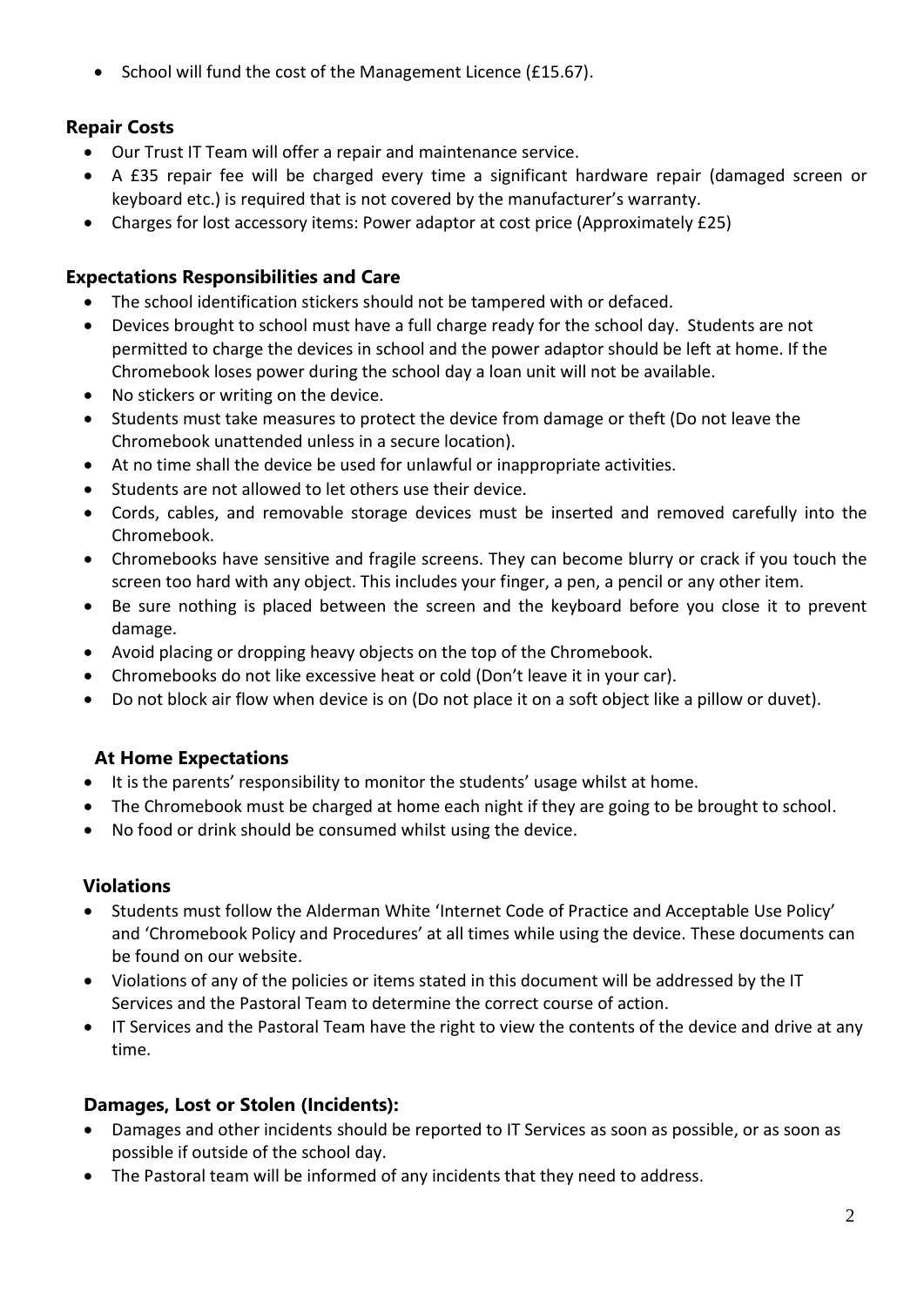- School will fund the cost of the Management Licence (£15.67).

### Repair Costs

- Our Trust IT Team will offer a repair and maintenance service.
- A £35 repair fee will be charged every time a significant hardware repair (damaged screen or keyboard etc.) is required that is not covered by the manufacturer's warranty.
- Charges for lost accessory items: Power adaptor at cost price (Approximately £25)

### Expectations Responsibilities and Care

- The school identification stickers should not be tampered with or defaced.
- Devices brought to school must have a full charge ready for the school day. Students are not permitted to charge the devices in school and the power adaptor should be left at home. If the Chromebook loses power during the school day a loan unit will not be available.
- No stickers or writing on the device.
- Students must take measures to protect the device from damage or theft (Do not leave the Chromebook unattended unless in a secure location).
- At no time shall the device be used for unlawful or inappropriate activities.
- Students are not allowed to let others use their device.
- Cords, cables, and removable storage devices must be inserted and removed carefully into the Chromebook.
- Chromebooks have sensitive and fragile screens. They can become blurry or crack if you touch the screen too hard with any object. This includes your finger, a pen, a pencil or any other item.
- Be sure nothing is placed between the screen and the keyboard before you close it to prevent damage.
- Avoid placing or dropping heavy objects on the top of the Chromebook.
- Chromebooks do not like excessive heat or cold (Don't leave it in your car).
- Do not block air flow when device is on (Do not place it on a soft object like a pillow or duvet).

### At Home Expectations

- It is the parents' responsibility to monitor the students' usage whilst at home.
- The Chromebook must be charged at home each night if they are going to be brought to school.
- No food or drink should be consumed whilst using the device.

### Violations

- Students must follow the Alderman White 'Internet Code of Practice and Acceptable Use Policy' and 'Chromebook Policy and Procedures' at all times while using the device. These documents can be found on our website.
- Violations of any of the policies or items stated in this document will be addressed by the IT Services and the Pastoral Team to determine the correct course of action.
- IT Services and the Pastoral Team have the right to view the contents of the device and drive at any time.

### Damages, Lost or Stolen (Incidents):

- Damages and other incidents should be reported to IT Services as soon as possible, or as soon as possible if outside of the school day.
- The Pastoral team will be informed of any incidents that they need to address.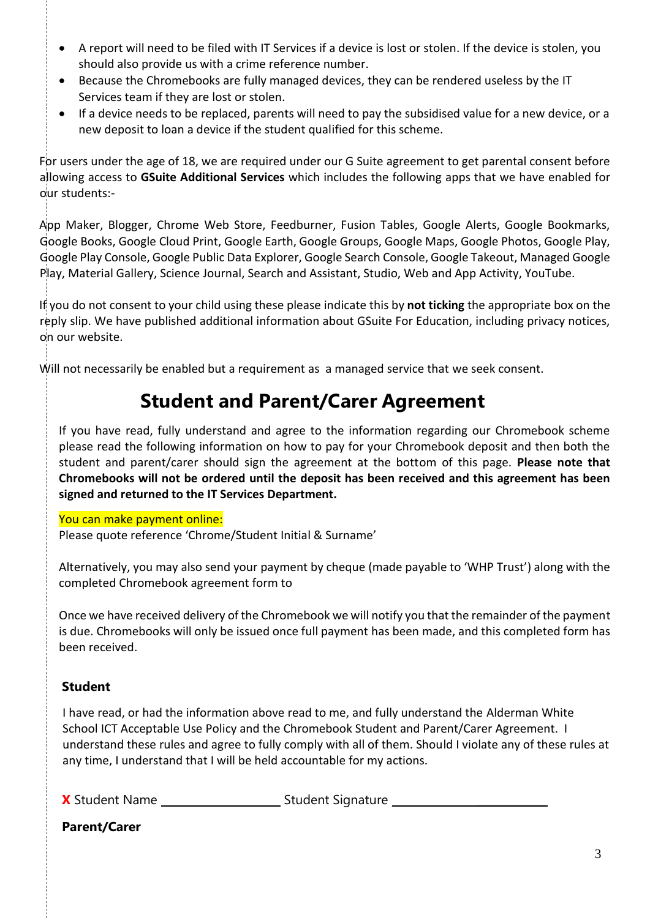- A report will need to be filed with IT Services if a device is lost or stolen. If the device is stolen, you should also provide us with a crime reference number.
- Because the Chromebooks are fully managed devices, they can be rendered useless by the IT Services team if they are lost or stolen.
- If a device needs to be replaced, parents will need to pay the subsidised value for a new device, or a new deposit to loan a device if the student qualified for this scheme.

For users under the age of 18, we are required under our G Suite agreement to get parental consent before allowing access to **GSuite Additional Services** which includes the following apps that we have enabled for our students:-

App Maker, Blogger, Chrome Web Store, Feedburner, Fusion Tables, Google Alerts, Google Bookmarks, Google Books, Google Cloud Print, Google Earth, Google Groups, Google Maps, Google Photos, Google Play, Google Play Console, Google Public Data Explorer, Google Search Console, Google Takeout, Managed Google Play, Material Gallery, Science Journal, Search and Assistant, Studio, Web and App Activity, YouTube.

If you do not consent to your child using these please indicate this by **not ticking** the appropriate box on the reply slip. We have published additional information about GSuite For Education, including privacy notices, on our website.

Will not necessarily be enabled but a requirement as a managed service that we seek consent.

# Student and Parent/Carer Agreement

If you have read, fully understand and agree to the information regarding our Chromebook scheme please read the following information on how to pay for your Chromebook deposit and then both the student and parent/carer should sign the agreement at the bottom of this page. **Please note that Chromebooks will not be ordered until the deposit has been received and this agreement has been signed and returned to the IT Services Department.**

You can make payment online:
Please quote reference 'Chrome/Student Initial & Surname'

Alternatively, you may also send your payment by cheque (made payable to 'WHP Trust') along with the completed Chromebook agreement form to

Once we have received delivery of the Chromebook we will notify you that the remainder of the payment is due. Chromebooks will only be issued once full payment has been made, and this completed form has been received.

**Student**

I have read, or had the information above read to me, and fully understand the Alderman White School ICT Acceptable Use Policy and the Chromebook Student and Parent/Carer Agreement. I understand these rules and agree to fully comply with all of them. Should I violate any of these rules at any time, I understand that I will be held accountable for my actions.

**X** Student Name ________________ Student Signature ____________________

**Parent/Carer**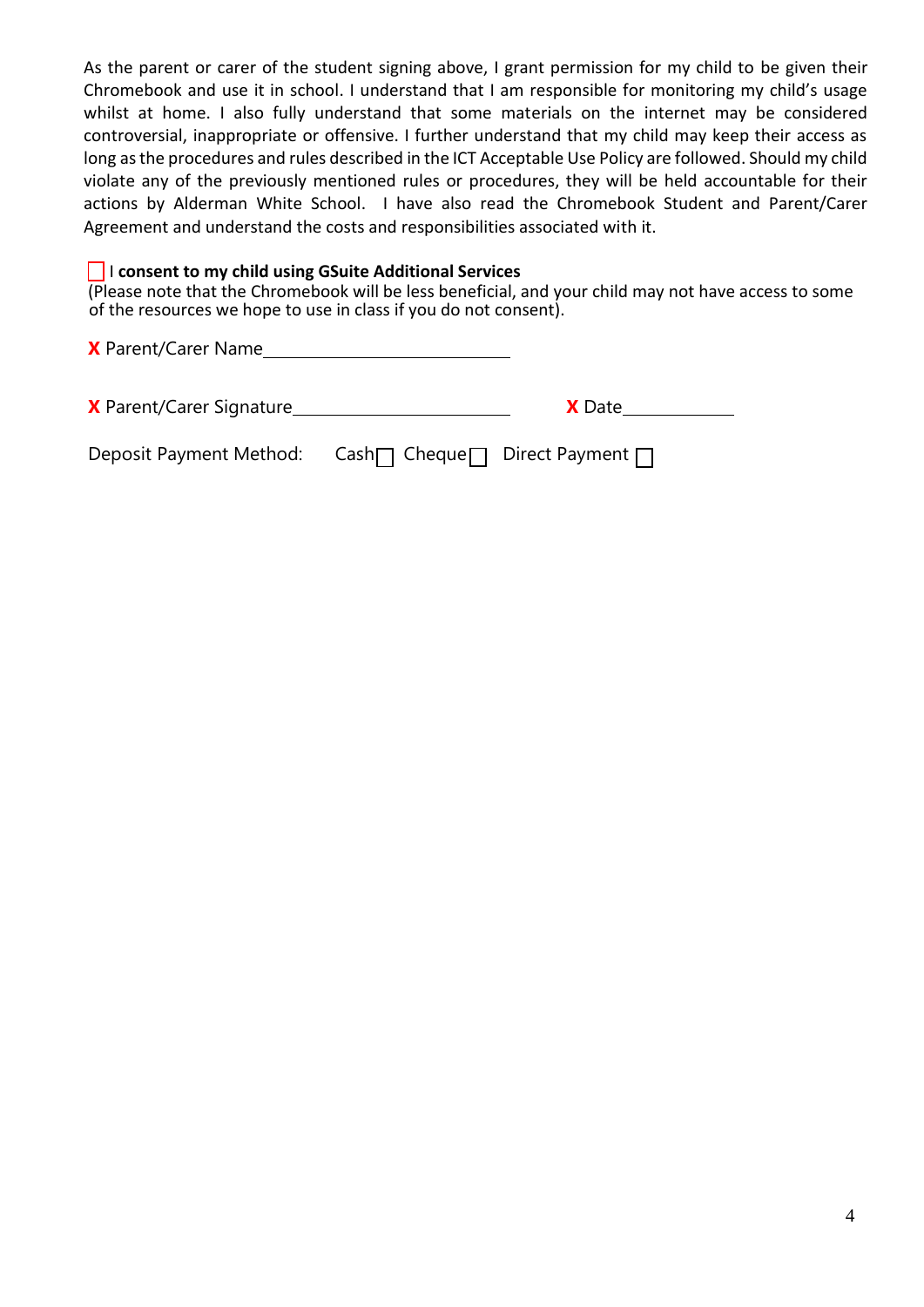As the parent or carer of the student signing above, I grant permission for my child to be given their Chromebook and use it in school. I understand that I am responsible for monitoring my child's usage whilst at home. I also fully understand that some materials on the internet may be considered controversial, inappropriate or offensive. I further understand that my child may keep their access as long as the procedures and rules described in the ICT Acceptable Use Policy are followed. Should my child violate any of the previously mentioned rules or procedures, they will be held accountable for their actions by Alderman White School. I have also read the Chromebook Student and Parent/Carer Agreement and understand the costs and responsibilities associated with it.

☐ I **consent to my child using GSuite Additional Services**
(Please note that the Chromebook will be less beneficial, and your child may not have access to some of the resources we hope to use in class if you do not consent).

**X** Parent/Carer Name\_\_\_\_\_\_\_\_\_\_\_\_\_\_\_\_\_\_\_\_\_\_\_\_\_\_\_\_

**X** Parent/Carer Signature\_\_\_\_\_\_\_\_\_\_\_\_\_\_\_\_\_\_\_\_\_\_\_\_ **X** Date\_\_\_\_\_\_\_\_\_\_\_\_

Deposit Payment Method: Cash ☐ Cheque ☐ Direct Payment ☐